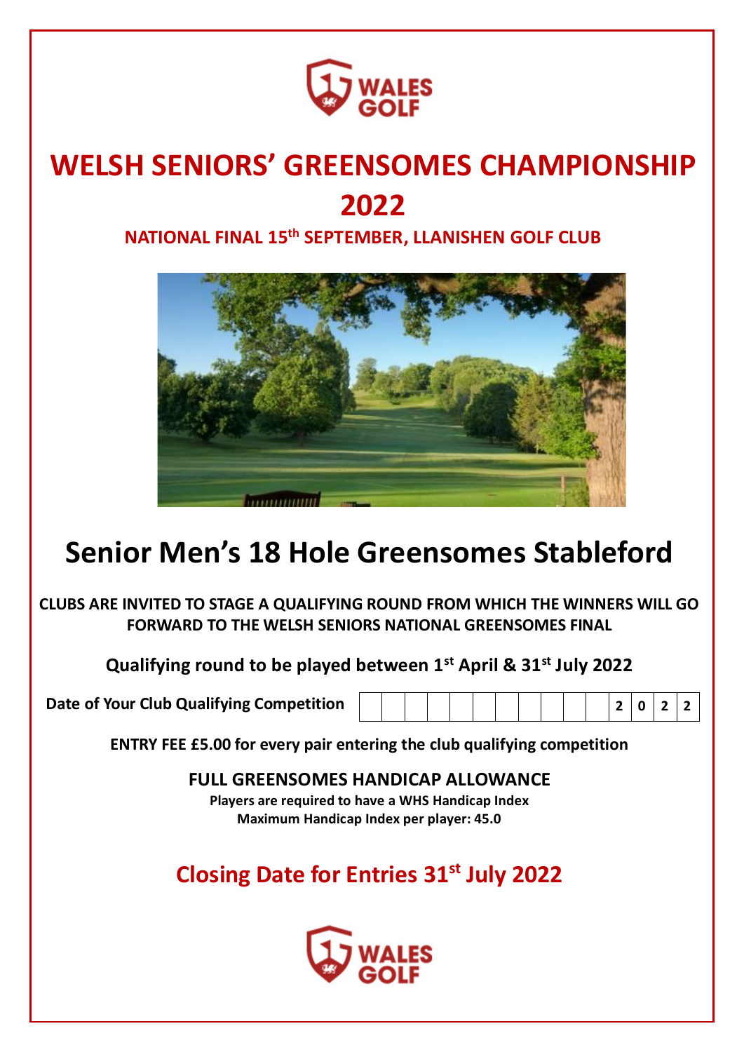# WELSH SENIORS' GREENSOMES CHAMPIONSHIP 2022

**NATIONAL FINAL 15th SEPTEMBER, LLANISHEN GOLF CLUB**

# Senior Men's 18 Hole Greensomes Stableford

**CLUBS ARE INVITED TO STAGE A QUALIFYING ROUND FROM WHICH THE WINNERS WILL GO FORWARD TO THE WELSH SENIORS NATIONAL GREENSOMES FINAL**

**Qualifying round to be played between 1st April & 31st July 2022**

| Date of Your Club Qualifying Competition | | | | | | | | | | | 2 | 0 | 2 | 2 |
|---|---|---|---|---|---|---|---|---|---|---|---|---|---|---|

**ENTRY FEE £5.00 for every pair entering the club qualifying competition**

**FULL GREENSOMES HANDICAP ALLOWANCE**

**Players are required to have a WHS Handicap Index**

**Maximum Handicap Index per player: 45.0**

## Closing Date for Entries 31st July 2022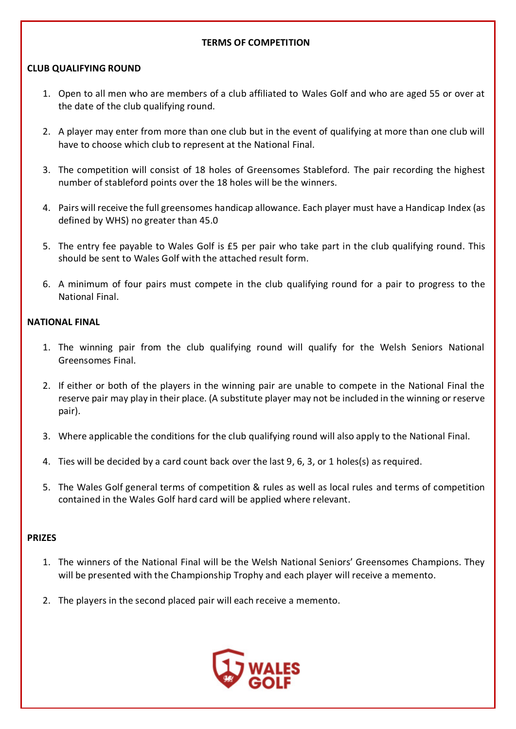# TERMS OF COMPETITION

## CLUB QUALIFYING ROUND

1. Open to all men who are members of a club affiliated to Wales Golf and who are aged 55 or over at the date of the club qualifying round.
2. A player may enter from more than one club but in the event of qualifying at more than one club will have to choose which club to represent at the National Final.
3. The competition will consist of 18 holes of Greensomes Stableford. The pair recording the highest number of stableford points over the 18 holes will be the winners.
4. Pairs will receive the full greensomes handicap allowance. Each player must have a Handicap Index (as defined by WHS) no greater than 45.0
5. The entry fee payable to Wales Golf is £5 per pair who take part in the club qualifying round. This should be sent to Wales Golf with the attached result form.
6. A minimum of four pairs must compete in the club qualifying round for a pair to progress to the National Final.

## NATIONAL FINAL

1. The winning pair from the club qualifying round will qualify for the Welsh Seniors National Greensomes Final.
2. If either or both of the players in the winning pair are unable to compete in the National Final the reserve pair may play in their place. (A substitute player may not be included in the winning or reserve pair).
3. Where applicable the conditions for the club qualifying round will also apply to the National Final.
4. Ties will be decided by a card count back over the last 9, 6, 3, or 1 holes(s) as required.
5. The Wales Golf general terms of competition & rules as well as local rules and terms of competition contained in the Wales Golf hard card will be applied where relevant.

## PRIZES

1. The winners of the National Final will be the Welsh National Seniors' Greensomes Champions. They will be presented with the Championship Trophy and each player will receive a memento.
2. The players in the second placed pair will each receive a memento.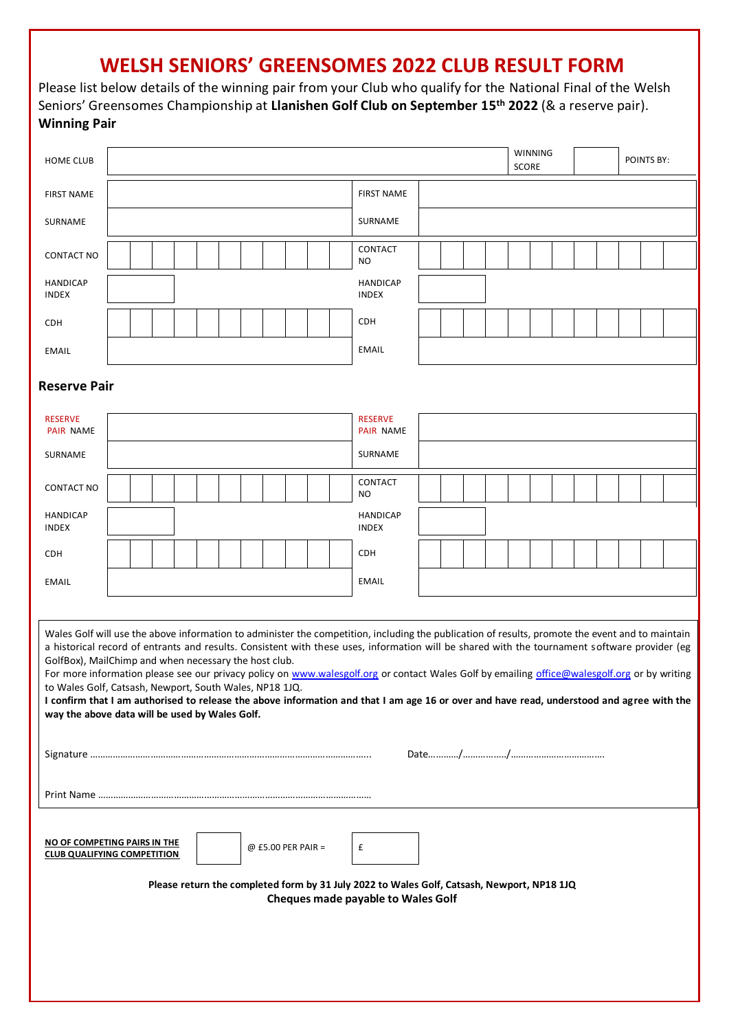# WELSH SENIORS' GREENSOMES 2022 CLUB RESULT FORM

Please list below details of the winning pair from your Club who qualify for the National Final of the Welsh Seniors' Greensomes Championship at **Llanishen Golf Club on September 15th 2022** (& a reserve pair).

**Winning Pair**

| | | | |
|---|---|---|---|
| HOME CLUB | | WINNING SCORE | POINTS BY: |
| FIRST NAME | | FIRST NAME | |
| SURNAME | | SURNAME | |
| CONTACT NO | | CONTACT NO | |
| HANDICAP INDEX | | HANDICAP INDEX | |
| CDH | | CDH | |
| EMAIL | | EMAIL | |

**Reserve Pair**

| | | | |
|---|---|---|---|
| RESERVE PAIR NAME | | RESERVE PAIR NAME | |
| SURNAME | | SURNAME | |
| CONTACT NO | | CONTACT NO | |
| HANDICAP INDEX | | HANDICAP INDEX | |
| CDH | | CDH | |
| EMAIL | | EMAIL | |

Wales Golf will use the above information to administer the competition, including the publication of results, promote the event and to maintain a historical record of entrants and results. Consistent with these uses, information will be shared with the tournament software provider (eg GolfBox), MailChimp and when necessary the host club.
For more information please see our privacy policy on www.walesgolf.org or contact Wales Golf by emailing office@walesgolf.org or by writing to Wales Golf, Catsash, Newport, South Wales, NP18 1JQ.
**I confirm that I am authorised to release the above information and that I am age 16 or over and have read, understood and agree with the way the above data will be used by Wales Golf.**

Signature ………………………………………………………………………………………………….. Date………./……………./………………………………

Print Name ……………………………………………………………………………………………

**NO OF COMPETING PAIRS IN THE CLUB QUALIFYING COMPETITION** [ ] @ £5.00 PER PAIR = £

**Please return the completed form by 31 July 2022 to Wales Golf, Catsash, Newport, NP18 1JQ**
**Cheques made payable to Wales Golf**